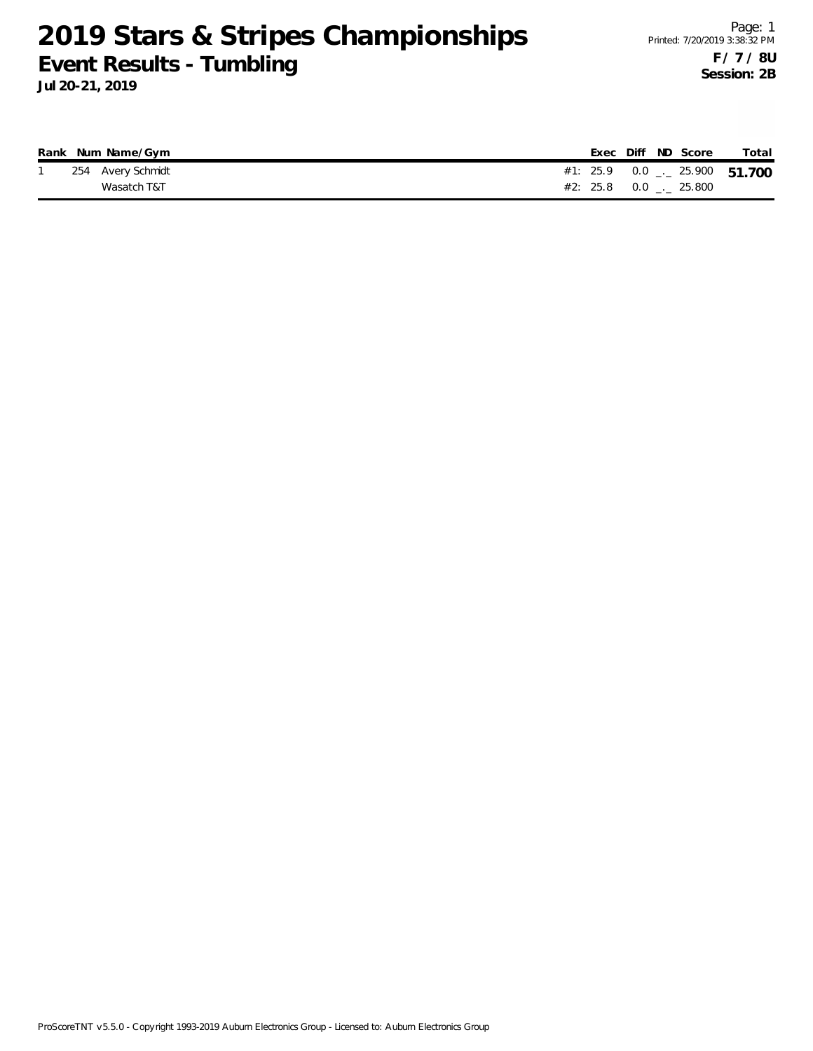# 2019 Stars & Stripes Championships

## Event Results - Tumbling

**Jul 20-21, 2019**

Page: 1
Printed: 7/20/2019 3:38:32 PM

**F / 7 / 8U**
**Session: 2B**

| Rank | Num | Name/Gym | | Exec | Diff | ND | Score | Total |
|---|---|---|---|---|---|---|---|---|
| 1 | 254 | Avery Schmidt | #1: | 25.9 | 0.0 | _._ | 25.900 | **51.700** |
| | | Wasatch T&T | #2: | 25.8 | 0.0 | _._ | 25.800 | |

ProScoreTNT v5.5.0 - Copyright 1993-2019 Auburn Electronics Group - Licensed to: Auburn Electronics Group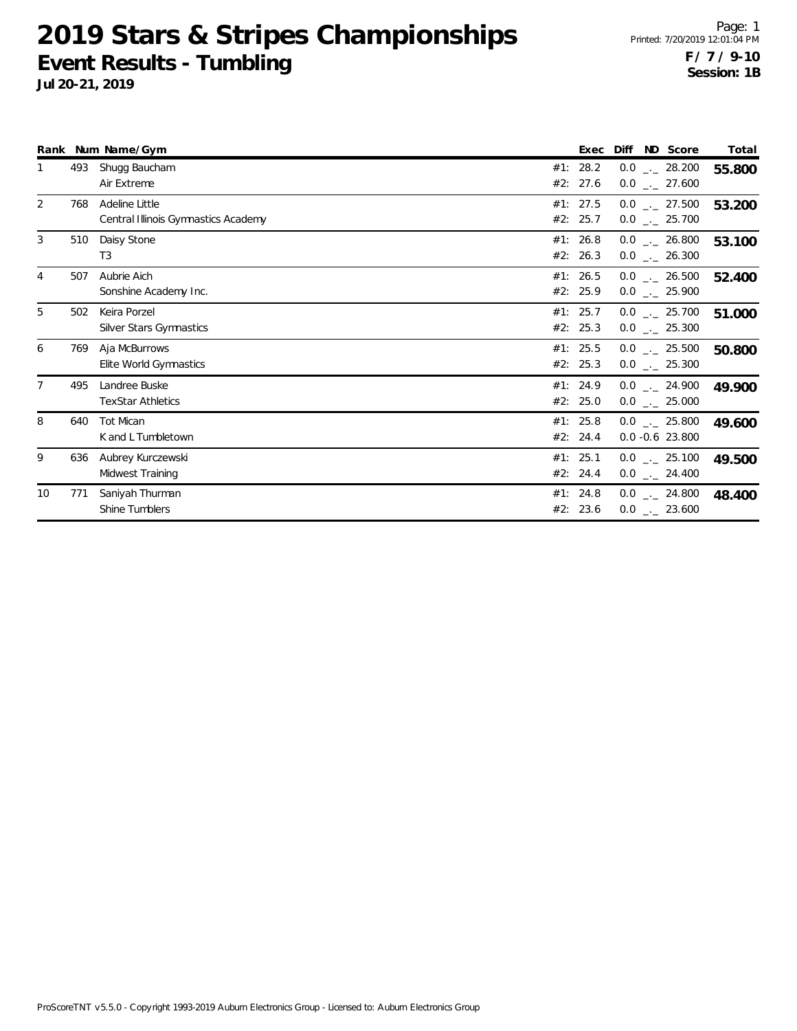# 2019 Stars & Stripes Championships

## Event Results - Tumbling

**Jul 20-21, 2019**

Printed: 7/20/2019 12:01:04 PM

**F / 7 / 9-10**

**Session: 1B**

| Rank | Num | Name/Gym | | Exec | Diff | ND | Score | Total |
|---|---|---|---|---|---|---|---|---|
| 1 | 493 | Shugg Baucham | #1: | 28.2 | 0.0 | _._ | 28.200 | **55.800** |
| | | Air Extreme | #2: | 27.6 | 0.0 | _._ | 27.600 | |
| 2 | 768 | Adeline Little | #1: | 27.5 | 0.0 | _._ | 27.500 | **53.200** |
| | | Central Illinois Gymnastics Academy | #2: | 25.7 | 0.0 | _._ | 25.700 | |
| 3 | 510 | Daisy Stone | #1: | 26.8 | 0.0 | _._ | 26.800 | **53.100** |
| | | T3 | #2: | 26.3 | 0.0 | _._ | 26.300 | |
| 4 | 507 | Aubrie Aich | #1: | 26.5 | 0.0 | _._ | 26.500 | **52.400** |
| | | Sonshine Academy Inc. | #2: | 25.9 | 0.0 | _._ | 25.900 | |
| 5 | 502 | Keira Porzel | #1: | 25.7 | 0.0 | _._ | 25.700 | **51.000** |
| | | Silver Stars Gymnastics | #2: | 25.3 | 0.0 | _._ | 25.300 | |
| 6 | 769 | Aja McBurrows | #1: | 25.5 | 0.0 | _._ | 25.500 | **50.800** |
| | | Elite World Gymnastics | #2: | 25.3 | 0.0 | _._ | 25.300 | |
| 7 | 495 | Landree Buske | #1: | 24.9 | 0.0 | _._ | 24.900 | **49.900** |
| | | TexStar Athletics | #2: | 25.0 | 0.0 | _._ | 25.000 | |
| 8 | 640 | Tot Mican | #1: | 25.8 | 0.0 | _._ | 25.800 | **49.600** |
| | | K and L Tumbletown | #2: | 24.4 | 0.0 | -0.6 | 23.800 | |
| 9 | 636 | Aubrey Kurczewski | #1: | 25.1 | 0.0 | _._ | 25.100 | **49.500** |
| | | Midwest Training | #2: | 24.4 | 0.0 | _._ | 24.400 | |
| 10 | 771 | Saniyah Thurman | #1: | 24.8 | 0.0 | _._ | 24.800 | **48.400** |
| | | Shine Tumblers | #2: | 23.6 | 0.0 | _._ | 23.600 | |

ProScoreTNT v5.5.0 - Copyright 1993-2019 Auburn Electronics Group - Licensed to: Auburn Electronics Group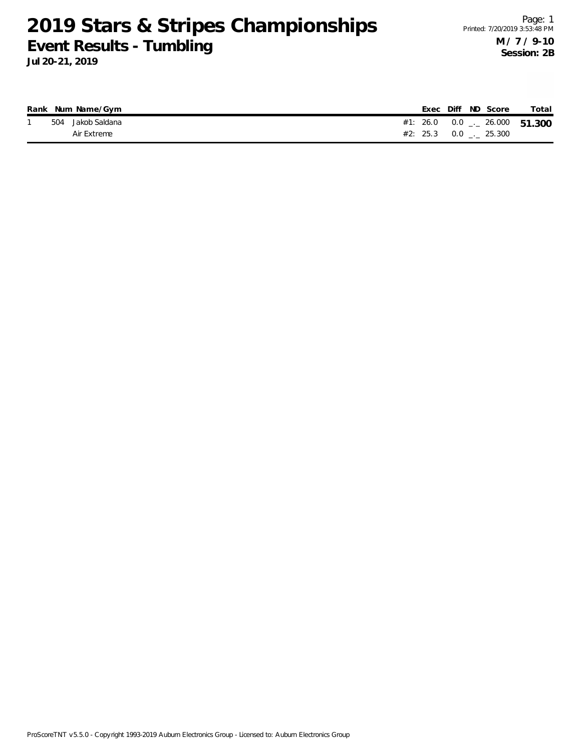# 2019 Stars & Stripes Championships

## Event Results - Tumbling

**Jul 20-21, 2019**

Printed: 7/20/2019 3:53:48 PM

**M / 7 / 9-10**
**Session: 2B**

| Rank | Num | Name/Gym | | Exec | Diff | ND | Score | Total |
|---|---|---|---|---|---|---|---|---|
| 1 | 504 | Jakob Saldana | #1: | 26.0 | 0.0 | _._ | 26.000 | **51.300** |
| | | Air Extreme | #2: | 25.3 | 0.0 | _._ | 25.300 | |

ProScoreTNT v5.5.0 - Copyright 1993-2019 Auburn Electronics Group - Licensed to: Auburn Electronics Group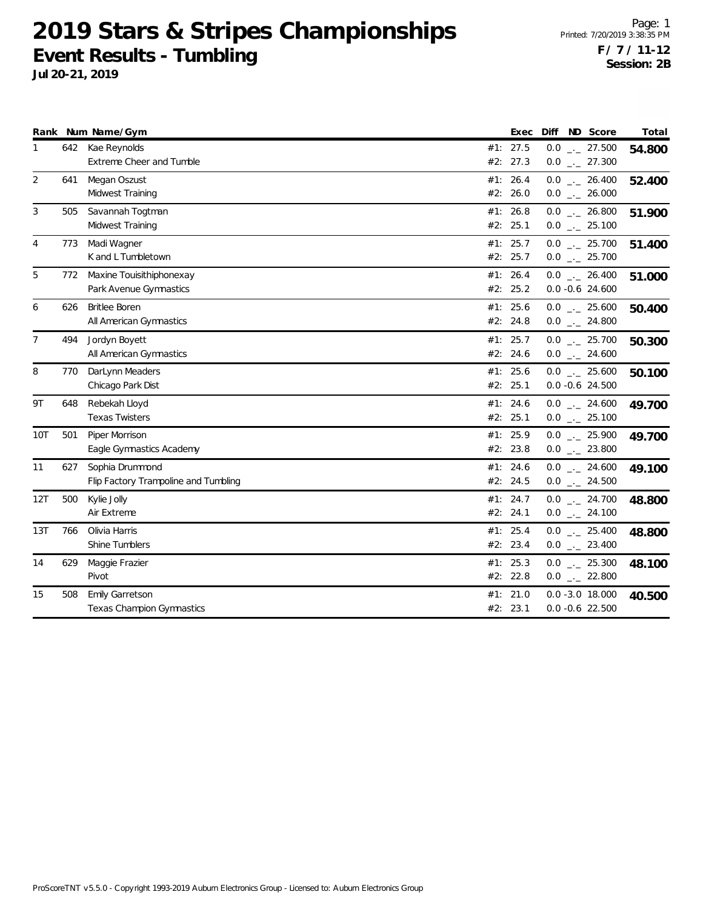# 2019 Stars & Stripes Championships

## Event Results - Tumbling

**Jul 20-21, 2019**

**F / 7 / 11-12**
**Session: 2B**

| Rank | Num | Name/Gym | Exec | Diff | ND | Score | Total |
|---|---|---|---|---|---|---|---|
| 1 | 642 | Kae Reynolds | #1: 27.5 | 0.0 | _._ | 27.500 | **54.800** |
| | | Extreme Cheer and Tumble | #2: 27.3 | 0.0 | _._ | 27.300 | |
| 2 | 641 | Megan Oszust | #1: 26.4 | 0.0 | _._ | 26.400 | **52.400** |
| | | Midwest Training | #2: 26.0 | 0.0 | _._ | 26.000 | |
| 3 | 505 | Savannah Togtman | #1: 26.8 | 0.0 | _._ | 26.800 | **51.900** |
| | | Midwest Training | #2: 25.1 | 0.0 | _._ | 25.100 | |
| 4 | 773 | Madi Wagner | #1: 25.7 | 0.0 | _._ | 25.700 | **51.400** |
| | | K and L Tumbletown | #2: 25.7 | 0.0 | _._ | 25.700 | |
| 5 | 772 | Maxine Touisithiphonexay | #1: 26.4 | 0.0 | _._ | 26.400 | **51.000** |
| | | Park Avenue Gymnastics | #2: 25.2 | 0.0 | -0.6 | 24.600 | |
| 6 | 626 | Britlee Boren | #1: 25.6 | 0.0 | _._ | 25.600 | **50.400** |
| | | All American Gymnastics | #2: 24.8 | 0.0 | _._ | 24.800 | |
| 7 | 494 | Jordyn Boyett | #1: 25.7 | 0.0 | _._ | 25.700 | **50.300** |
| | | All American Gymnastics | #2: 24.6 | 0.0 | _._ | 24.600 | |
| 8 | 770 | DarLynn Meaders | #1: 25.6 | 0.0 | _._ | 25.600 | **50.100** |
| | | Chicago Park Dist | #2: 25.1 | 0.0 | -0.6 | 24.500 | |
| 9T | 648 | Rebekah Lloyd | #1: 24.6 | 0.0 | _._ | 24.600 | **49.700** |
| | | Texas Twisters | #2: 25.1 | 0.0 | _._ | 25.100 | |
| 10T | 501 | Piper Morrison | #1: 25.9 | 0.0 | _._ | 25.900 | **49.700** |
| | | Eagle Gymnastics Academy | #2: 23.8 | 0.0 | _._ | 23.800 | |
| 11 | 627 | Sophia Drummond | #1: 24.6 | 0.0 | _._ | 24.600 | **49.100** |
| | | Flip Factory Trampoline and Tumbling | #2: 24.5 | 0.0 | _._ | 24.500 | |
| 12T | 500 | Kylie Jolly | #1: 24.7 | 0.0 | _._ | 24.700 | **48.800** |
| | | Air Extreme | #2: 24.1 | 0.0 | _._ | 24.100 | |
| 13T | 766 | Olivia Harris | #1: 25.4 | 0.0 | _._ | 25.400 | **48.800** |
| | | Shine Tumblers | #2: 23.4 | 0.0 | _._ | 23.400 | |
| 14 | 629 | Maggie Frazier | #1: 25.3 | 0.0 | _._ | 25.300 | **48.100** |
| | | Pivot | #2: 22.8 | 0.0 | _._ | 22.800 | |
| 15 | 508 | Emily Garretson | #1: 21.0 | 0.0 | -3.0 | 18.000 | **40.500** |
| | | Texas Champion Gymnastics | #2: 23.1 | 0.0 | -0.6 | 22.500 | |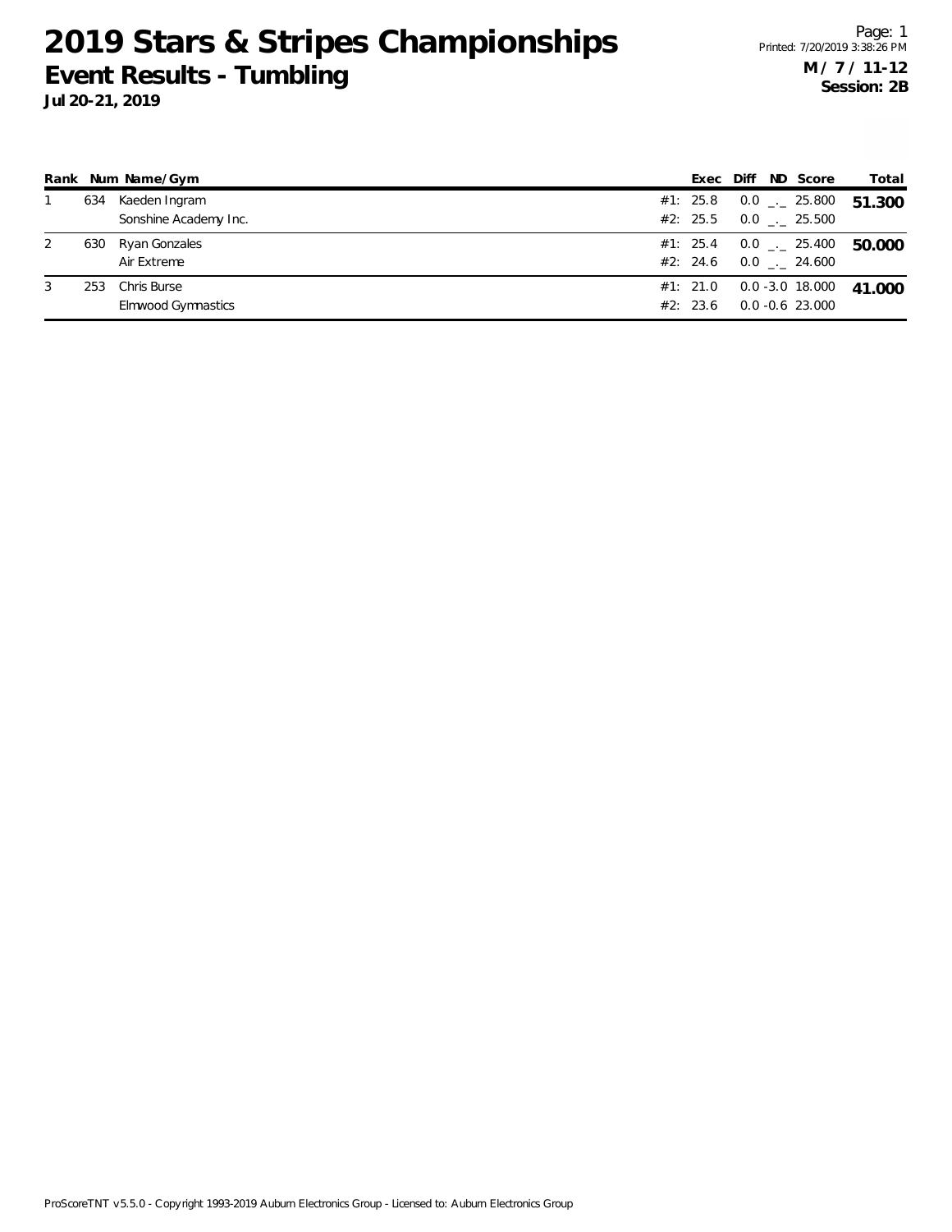# 2019 Stars & Stripes Championships

## Event Results - Tumbling

**Jul 20-21, 2019**

Page: 1
Printed: 7/20/2019 3:38:26 PM

**M / 7 / 11-12**
**Session: 2B**

| Rank | Num | Name/Gym | | Exec | Diff | ND | Score | Total |
|---|---|---|---|---|---|---|---|---|
| 1 | 634 | Kaeden Ingram | #1: | 25.8 | 0.0 | _._ | 25.800 | **51.300** |
| | | Sonshine Academy Inc. | #2: | 25.5 | 0.0 | _._ | 25.500 | |
| 2 | 630 | Ryan Gonzales | #1: | 25.4 | 0.0 | _._ | 25.400 | **50.000** |
| | | Air Extreme | #2: | 24.6 | 0.0 | _._ | 24.600 | |
| 3 | 253 | Chris Burse | #1: | 21.0 | 0.0 | -3.0 | 18.000 | **41.000** |
| | | Elmwood Gymnastics | #2: | 23.6 | 0.0 | -0.6 | 23.000 | |

ProScoreTNT v5.5.0 - Copyright 1993-2019 Auburn Electronics Group - Licensed to: Auburn Electronics Group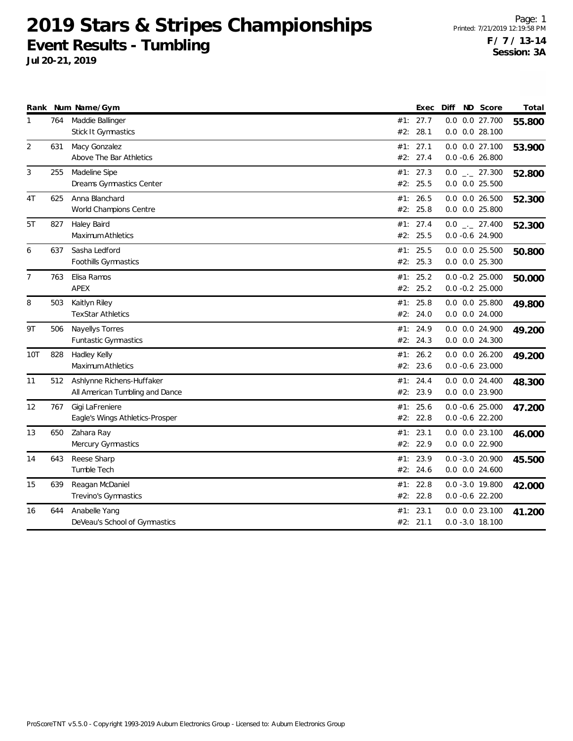# 2019 Stars & Stripes Championships

## Event Results - Tumbling

**Jul 20-21, 2019**

**F / 7 / 13-14**
**Session: 3A**

| Rank | Num | Name/Gym | | Exec | Diff | ND | Score | Total |
|---|---|---|---|---|---|---|---|---|
| 1 | 764 | Maddie Ballinger | #1: | 27.7 | 0.0 | 0.0 | 27.700 | **55.800** |
| | | Stick It Gymnastics | #2: | 28.1 | 0.0 | 0.0 | 28.100 | |
| 2 | 631 | Macy Gonzalez | #1: | 27.1 | 0.0 | 0.0 | 27.100 | **53.900** |
| | | Above The Bar Athletics | #2: | 27.4 | 0.0 | -0.6 | 26.800 | |
| 3 | 255 | Madeline Sipe | #1: | 27.3 | 0.0 | _._ | 27.300 | **52.800** |
| | | Dreams Gymnastics Center | #2: | 25.5 | 0.0 | 0.0 | 25.500 | |
| 4T | 625 | Anna Blanchard | #1: | 26.5 | 0.0 | 0.0 | 26.500 | **52.300** |
| | | World Champions Centre | #2: | 25.8 | 0.0 | 0.0 | 25.800 | |
| 5T | 827 | Haley Baird | #1: | 27.4 | 0.0 | _._ | 27.400 | **52.300** |
| | | Maximum Athletics | #2: | 25.5 | 0.0 | -0.6 | 24.900 | |
| 6 | 637 | Sasha Ledford | #1: | 25.5 | 0.0 | 0.0 | 25.500 | **50.800** |
| | | Foothills Gymnastics | #2: | 25.3 | 0.0 | 0.0 | 25.300 | |
| 7 | 763 | Elisa Ramos | #1: | 25.2 | 0.0 | -0.2 | 25.000 | **50.000** |
| | | APEX | #2: | 25.2 | 0.0 | -0.2 | 25.000 | |
| 8 | 503 | Kaitlyn Riley | #1: | 25.8 | 0.0 | 0.0 | 25.800 | **49.800** |
| | | TexStar Athletics | #2: | 24.0 | 0.0 | 0.0 | 24.000 | |
| 9T | 506 | Nayellys Torres | #1: | 24.9 | 0.0 | 0.0 | 24.900 | **49.200** |
| | | Funtastic Gymnastics | #2: | 24.3 | 0.0 | 0.0 | 24.300 | |
| 10T | 828 | Hadley Kelly | #1: | 26.2 | 0.0 | 0.0 | 26.200 | **49.200** |
| | | Maximum Athletics | #2: | 23.6 | 0.0 | -0.6 | 23.000 | |
| 11 | 512 | Ashlynne Richens-Huffaker | #1: | 24.4 | 0.0 | 0.0 | 24.400 | **48.300** |
| | | All American Tumbling and Dance | #2: | 23.9 | 0.0 | 0.0 | 23.900 | |
| 12 | 767 | Gigi LaFreniere | #1: | 25.6 | 0.0 | -0.6 | 25.000 | **47.200** |
| | | Eagle's Wings Athletics-Prosper | #2: | 22.8 | 0.0 | -0.6 | 22.200 | |
| 13 | 650 | Zahara Ray | #1: | 23.1 | 0.0 | 0.0 | 23.100 | **46.000** |
| | | Mercury Gymnastics | #2: | 22.9 | 0.0 | 0.0 | 22.900 | |
| 14 | 643 | Reese Sharp | #1: | 23.9 | 0.0 | -3.0 | 20.900 | **45.500** |
| | | Tumble Tech | #2: | 24.6 | 0.0 | 0.0 | 24.600 | |
| 15 | 639 | Reagan McDaniel | #1: | 22.8 | 0.0 | -3.0 | 19.800 | **42.000** |
| | | Trevino's Gymnastics | #2: | 22.8 | 0.0 | -0.6 | 22.200 | |
| 16 | 644 | Anabelle Yang | #1: | 23.1 | 0.0 | 0.0 | 23.100 | **41.200** |
| | | DeVeau's School of Gymnastics | #2: | 21.1 | 0.0 | -3.0 | 18.100 | |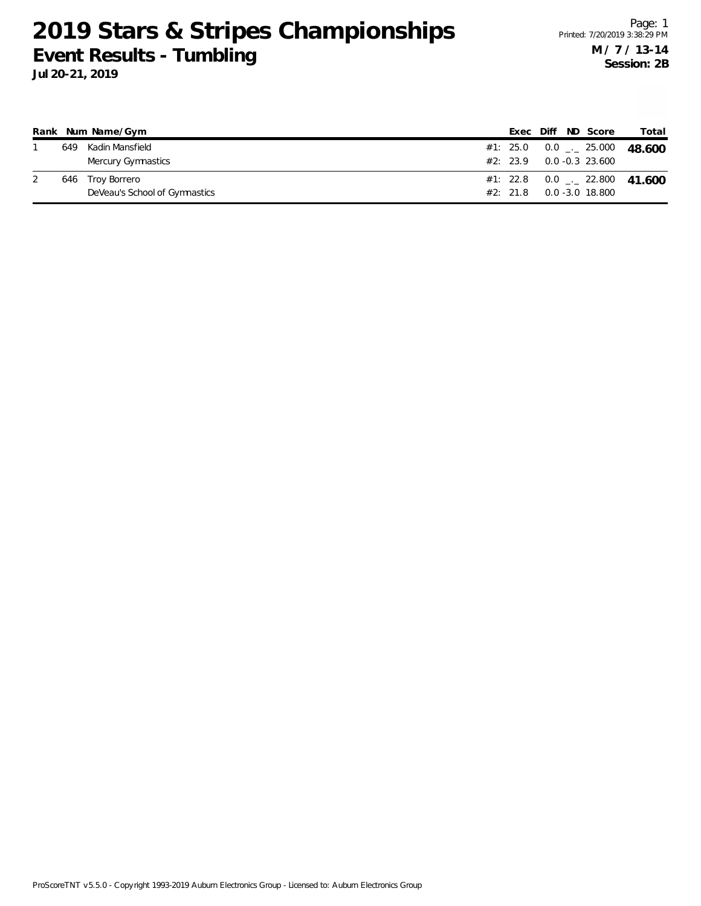# 2019 Stars & Stripes Championships

## Event Results - Tumbling

**Jul 20-21, 2019**

Printed: 7/20/2019 3:38:29 PM

**M / 7 / 13-14**
**Session: 2B**

| Rank | Num | Name/Gym | | Exec | Diff | ND | Score | Total |
|---|---|---|---|---|---|---|---|---|
| 1 | 649 | Kadin Mansfield | #1: | 25.0 | 0.0 | _._ | 25.000 | **48.600** |
| | | Mercury Gymnastics | #2: | 23.9 | 0.0 | -0.3 | 23.600 | |
| 2 | 646 | Troy Borrero | #1: | 22.8 | 0.0 | _._ | 22.800 | **41.600** |
| | | DeVeau's School of Gymnastics | #2: | 21.8 | 0.0 | -3.0 | 18.800 | |

ProScoreTNT v5.5.0 - Copyright 1993-2019 Auburn Electronics Group - Licensed to: Auburn Electronics Group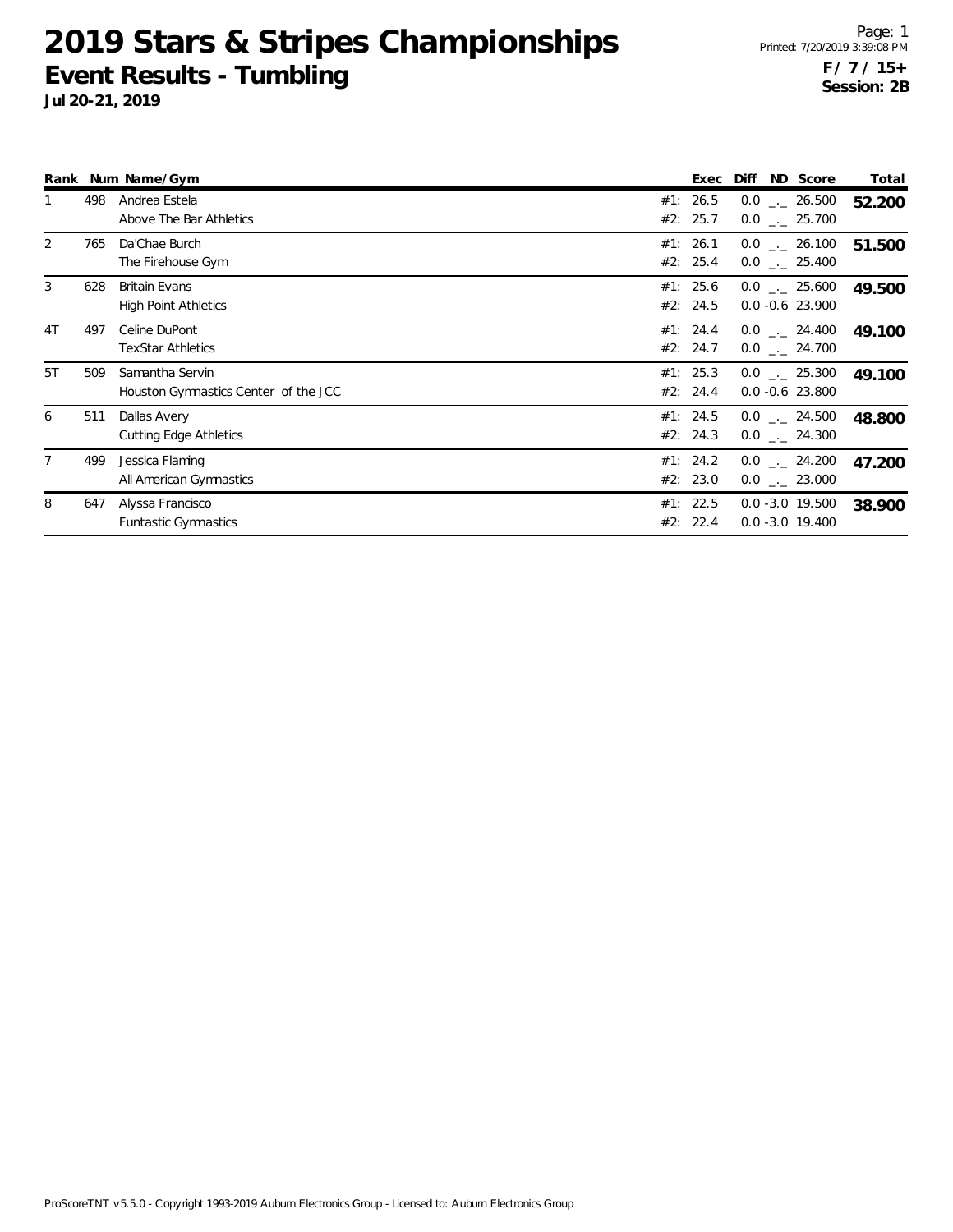# 2019 Stars & Stripes Championships

## Event Results - Tumbling

**Jul 20-21, 2019**

**F / 7 / 15+**
**Session: 2B**

| Rank | Num | Name/Gym | Exec | Diff | ND | Score | Total |
|---|---|---|---|---|---|---|---|
| 1 | 498 | Andrea Estela | #1: 26.5 | 0.0 | _._ | 26.500 | **52.200** |
| | | Above The Bar Athletics | #2: 25.7 | 0.0 | _._ | 25.700 | |
| 2 | 765 | Da'Chae Burch | #1: 26.1 | 0.0 | _._ | 26.100 | **51.500** |
| | | The Firehouse Gym | #2: 25.4 | 0.0 | _._ | 25.400 | |
| 3 | 628 | Britain Evans | #1: 25.6 | 0.0 | _._ | 25.600 | **49.500** |
| | | High Point Athletics | #2: 24.5 | 0.0 | -0.6 | 23.900 | |
| 4T | 497 | Celine DuPont | #1: 24.4 | 0.0 | _._ | 24.400 | **49.100** |
| | | TexStar Athletics | #2: 24.7 | 0.0 | _._ | 24.700 | |
| 5T | 509 | Samantha Servin | #1: 25.3 | 0.0 | _._ | 25.300 | **49.100** |
| | | Houston Gymnastics Center of the JCC | #2: 24.4 | 0.0 | -0.6 | 23.800 | |
| 6 | 511 | Dallas Avery | #1: 24.5 | 0.0 | _._ | 24.500 | **48.800** |
| | | Cutting Edge Athletics | #2: 24.3 | 0.0 | _._ | 24.300 | |
| 7 | 499 | Jessica Flaming | #1: 24.2 | 0.0 | _._ | 24.200 | **47.200** |
| | | All American Gymnastics | #2: 23.0 | 0.0 | _._ | 23.000 | |
| 8 | 647 | Alyssa Francisco | #1: 22.5 | 0.0 | -3.0 | 19.500 | **38.900** |
| | | Funtastic Gymnastics | #2: 22.4 | 0.0 | -3.0 | 19.400 | |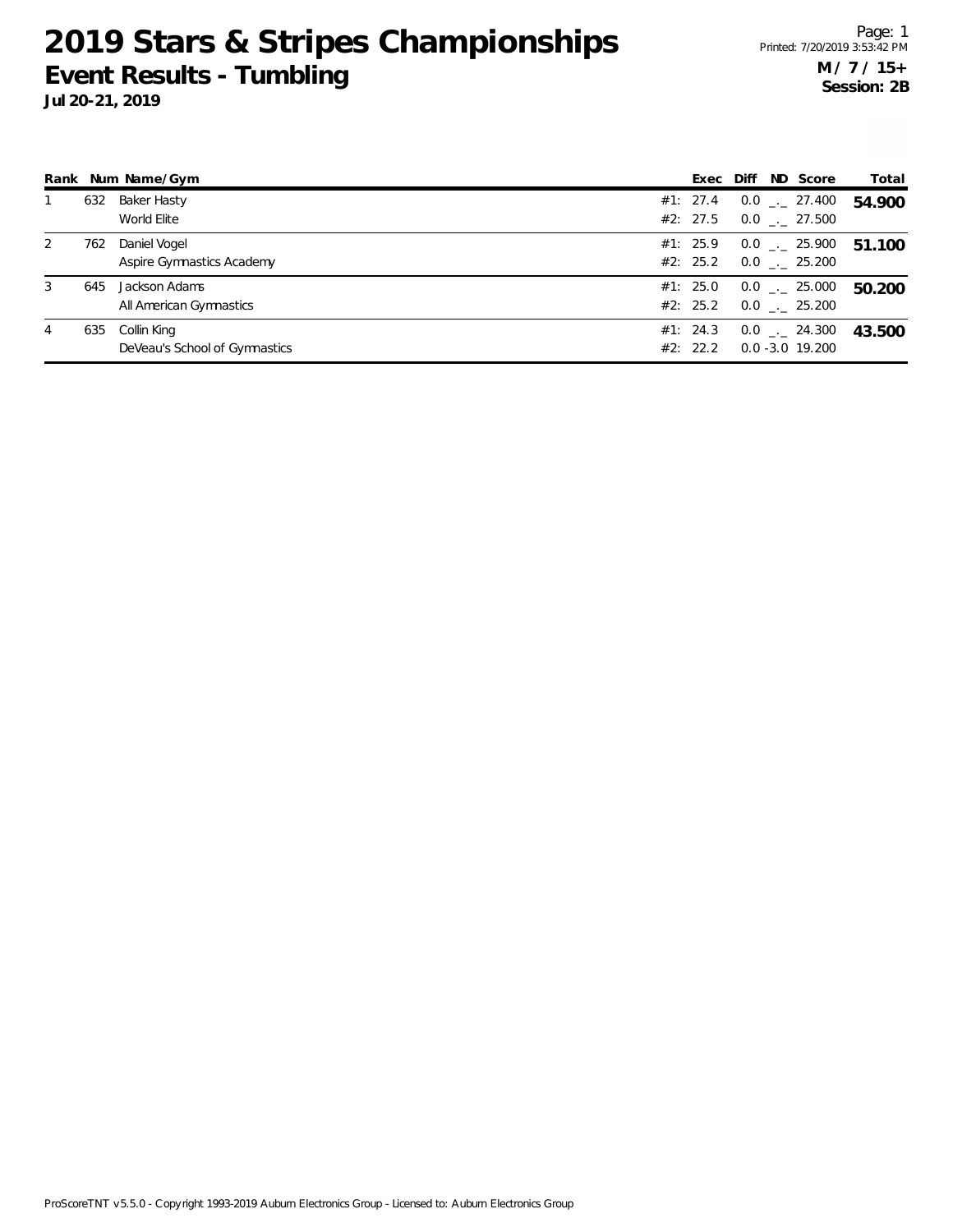# 2019 Stars & Stripes Championships

## Event Results - Tumbling

**Jul 20-21, 2019**

Page: 1
Printed: 7/20/2019 3:53:42 PM

**M / 7 / 15+**
**Session: 2B**

| Rank | Num | Name/Gym | | Exec | Diff | ND | Score | Total |
|---|---|---|---|---|---|---|---|---|
| 1 | 632 | Baker Hasty | #1: | 27.4 | 0.0 | _._ | 27.400 | **54.900** |
| | | World Elite | #2: | 27.5 | 0.0 | _._ | 27.500 | |
| 2 | 762 | Daniel Vogel | #1: | 25.9 | 0.0 | _._ | 25.900 | **51.100** |
| | | Aspire Gymnastics Academy | #2: | 25.2 | 0.0 | _._ | 25.200 | |
| 3 | 645 | Jackson Adams | #1: | 25.0 | 0.0 | _._ | 25.000 | **50.200** |
| | | All American Gymnastics | #2: | 25.2 | 0.0 | _._ | 25.200 | |
| 4 | 635 | Collin King | #1: | 24.3 | 0.0 | _._ | 24.300 | **43.500** |
| | | DeVeau's School of Gymnastics | #2: | 22.2 | 0.0 | -3.0 | 19.200 | |

ProScoreTNT v5.5.0 - Copyright 1993-2019 Auburn Electronics Group - Licensed to: Auburn Electronics Group